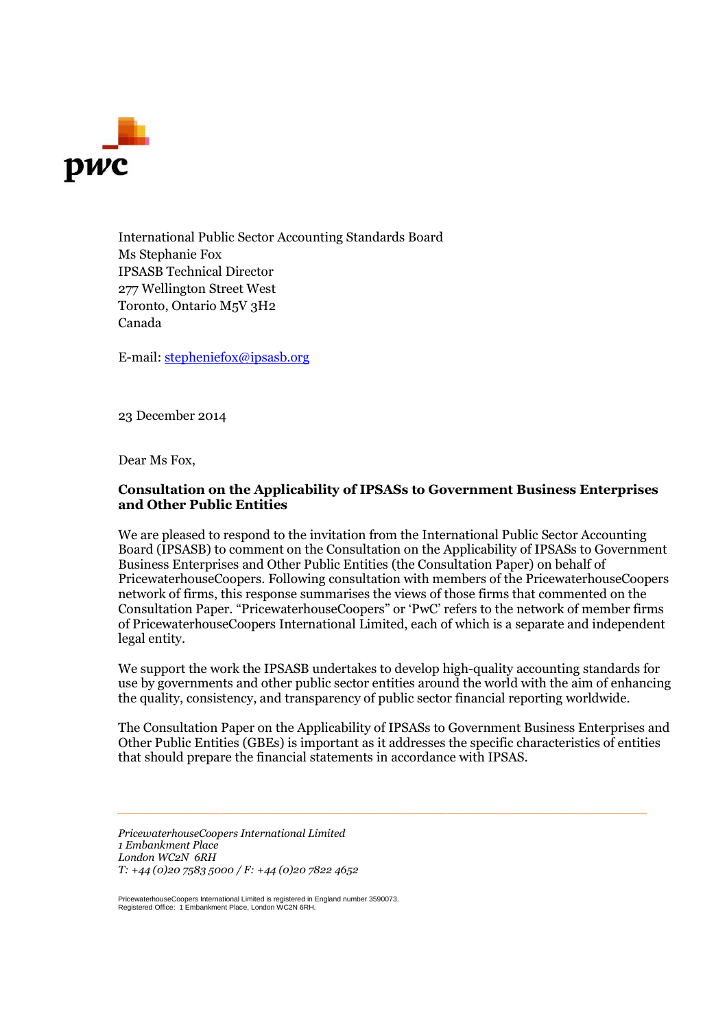pwc

International Public Sector Accounting Standards Board
Ms Stephanie Fox
IPSASB Technical Director
277 Wellington Street West
Toronto, Ontario M5V 3H2
Canada

E-mail: stepheniefox@ipsasb.org

23 December 2014

Dear Ms Fox,

**Consultation on the Applicability of IPSASs to Government Business Enterprises and Other Public Entities**

We are pleased to respond to the invitation from the International Public Sector Accounting Board (IPSASB) to comment on the Consultation on the Applicability of IPSASs to Government Business Enterprises and Other Public Entities (the Consultation Paper) on behalf of PricewaterhouseCoopers. Following consultation with members of the PricewaterhouseCoopers network of firms, this response summarises the views of those firms that commented on the Consultation Paper. "PricewaterhouseCoopers" or 'PwC' refers to the network of member firms of PricewaterhouseCoopers International Limited, each of which is a separate and independent legal entity.

We support the work the IPSASB undertakes to develop high-quality accounting standards for use by governments and other public sector entities around the world with the aim of enhancing the quality, consistency, and transparency of public sector financial reporting worldwide.

The Consultation Paper on the Applicability of IPSASs to Government Business Enterprises and Other Public Entities (GBEs) is important as it addresses the specific characteristics of entities that should prepare the financial statements in accordance with IPSAS.

*PricewaterhouseCoopers International Limited*
*1 Embankment Place*
*London WC2N 6RH*
*T: +44 (0)20 7583 5000 / F: +44 (0)20 7822 4652*

PricewaterhouseCoopers International Limited is registered in England number 3590073.
Registered Office: 1 Embankment Place, London WC2N 6RH.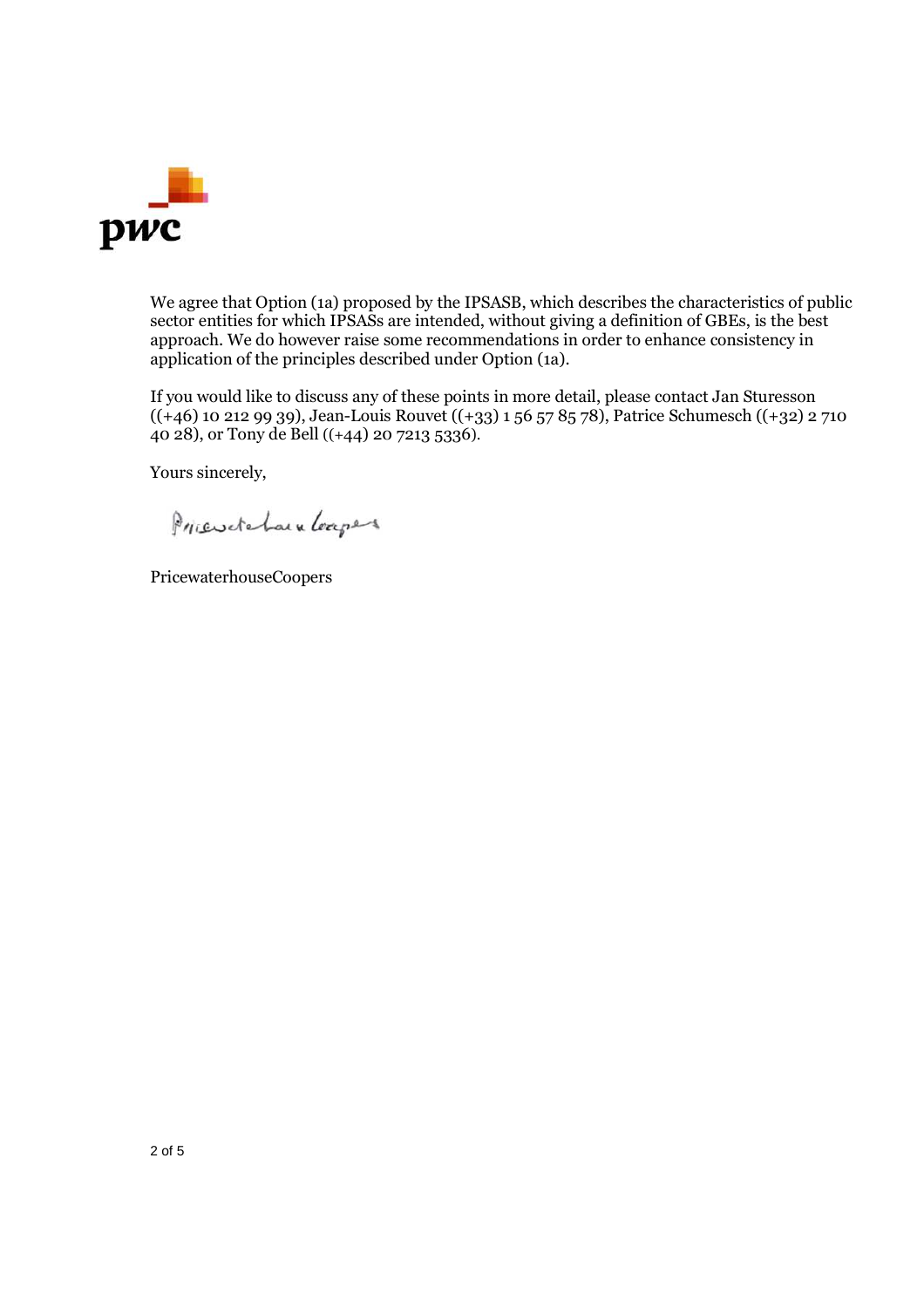We agree that Option (1a) proposed by the IPSASB, which describes the characteristics of public sector entities for which IPSASs are intended, without giving a definition of GBEs, is the best approach. We do however raise some recommendations in order to enhance consistency in application of the principles described under Option (1a).

If you would like to discuss any of these points in more detail, please contact Jan Sturesson ((+46) 10 212 99 39), Jean-Louis Rouvet ((+33) 1 56 57 85 78), Patrice Schumesch ((+32) 2 710 40 28), or Tony de Bell ((+44) 20 7213 5336).

Yours sincerely,

PricewaterhouseCoopers

PricewaterhouseCoopers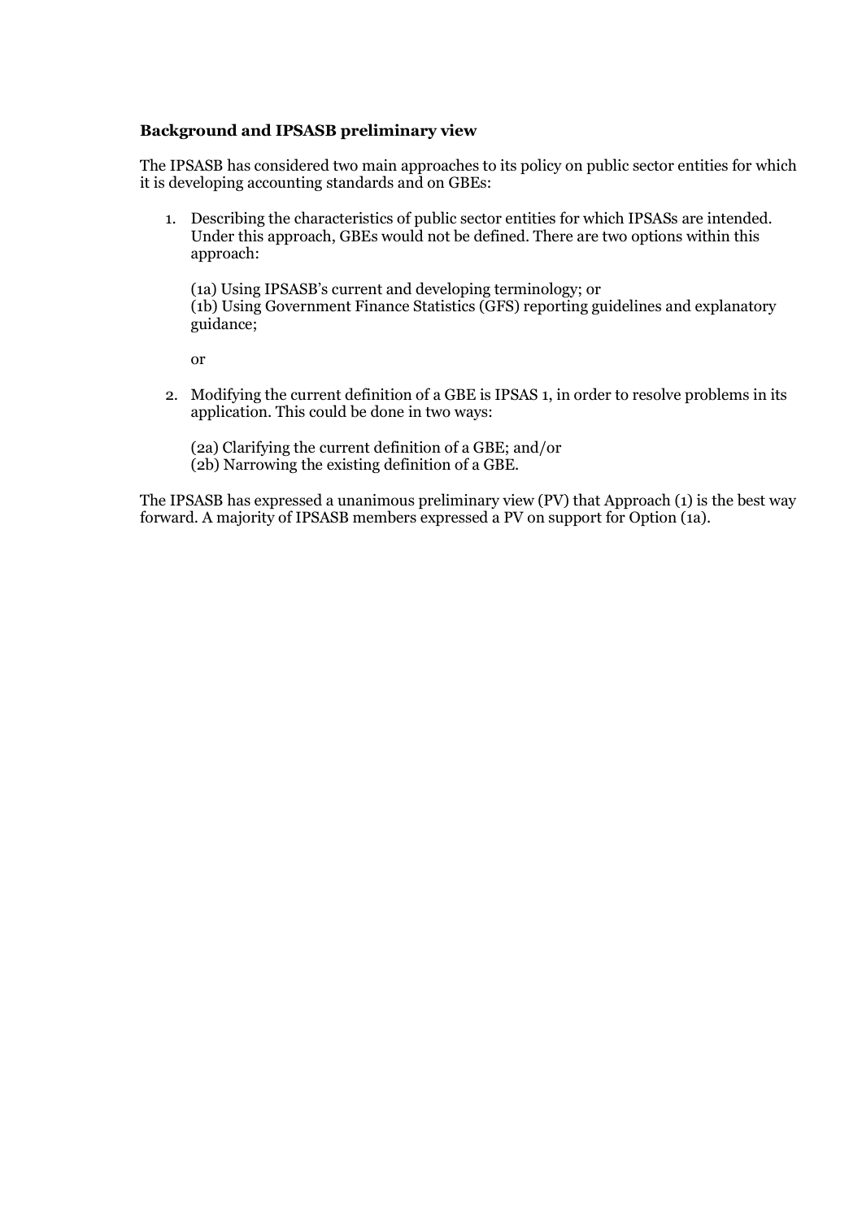**Background and IPSASB preliminary view**

The IPSASB has considered two main approaches to its policy on public sector entities for which it is developing accounting standards and on GBEs:

1. Describing the characteristics of public sector entities for which IPSASs are intended. Under this approach, GBEs would not be defined. There are two options within this approach:

   (1a) Using IPSASB's current and developing terminology; or
   (1b) Using Government Finance Statistics (GFS) reporting guidelines and explanatory guidance;

   or

2. Modifying the current definition of a GBE is IPSAS 1, in order to resolve problems in its application. This could be done in two ways:

   (2a) Clarifying the current definition of a GBE; and/or
   (2b) Narrowing the existing definition of a GBE.

The IPSASB has expressed a unanimous preliminary view (PV) that Approach (1) is the best way forward. A majority of IPSASB members expressed a PV on support for Option (1a).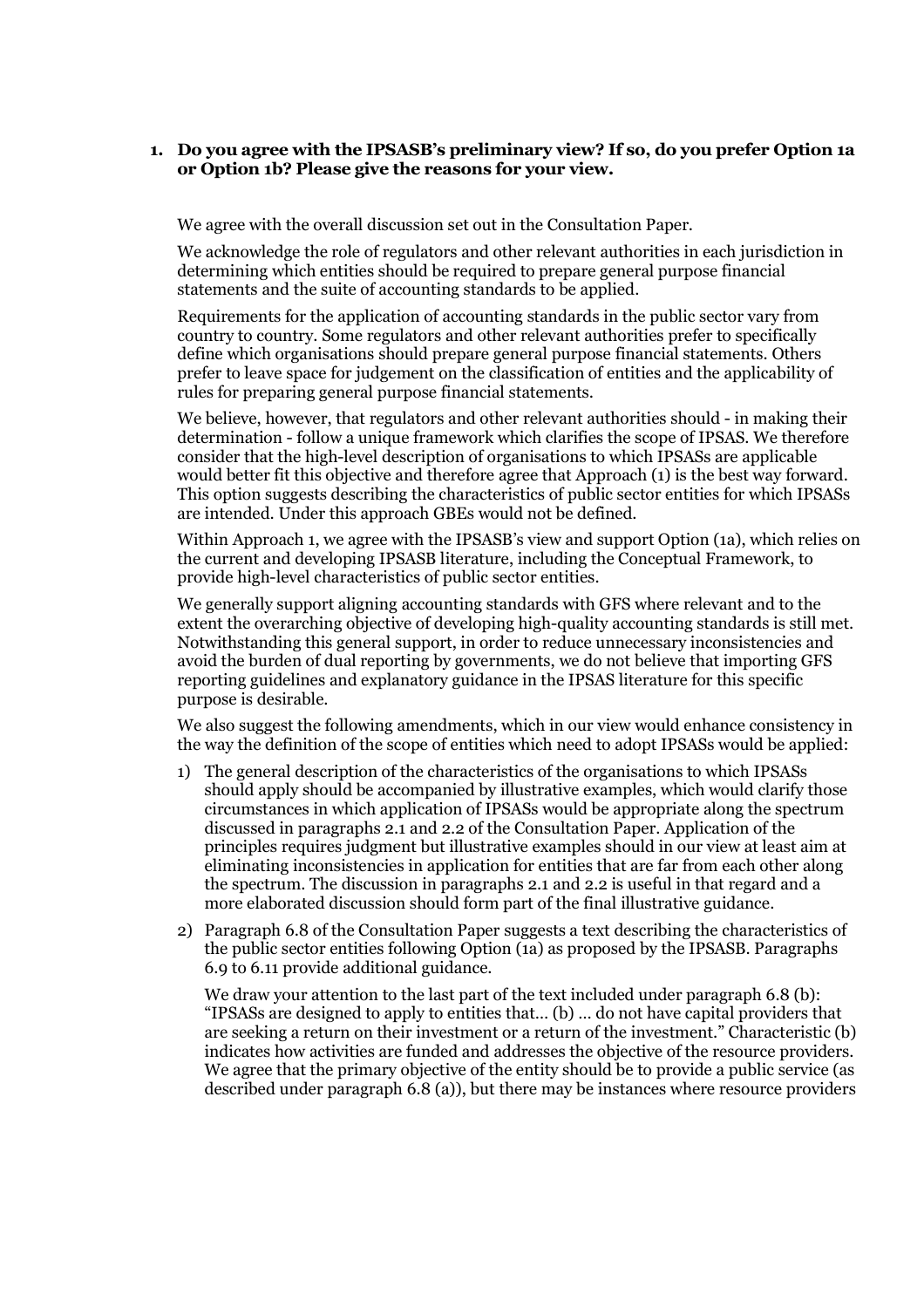**1. Do you agree with the IPSASB's preliminary view? If so, do you prefer Option 1a or Option 1b? Please give the reasons for your view.**

We agree with the overall discussion set out in the Consultation Paper.

We acknowledge the role of regulators and other relevant authorities in each jurisdiction in determining which entities should be required to prepare general purpose financial statements and the suite of accounting standards to be applied.

Requirements for the application of accounting standards in the public sector vary from country to country. Some regulators and other relevant authorities prefer to specifically define which organisations should prepare general purpose financial statements. Others prefer to leave space for judgement on the classification of entities and the applicability of rules for preparing general purpose financial statements.

We believe, however, that regulators and other relevant authorities should - in making their determination - follow a unique framework which clarifies the scope of IPSAS. We therefore consider that the high-level description of organisations to which IPSASs are applicable would better fit this objective and therefore agree that Approach (1) is the best way forward. This option suggests describing the characteristics of public sector entities for which IPSASs are intended. Under this approach GBEs would not be defined.

Within Approach 1, we agree with the IPSASB's view and support Option (1a), which relies on the current and developing IPSASB literature, including the Conceptual Framework, to provide high-level characteristics of public sector entities.

We generally support aligning accounting standards with GFS where relevant and to the extent the overarching objective of developing high-quality accounting standards is still met. Notwithstanding this general support, in order to reduce unnecessary inconsistencies and avoid the burden of dual reporting by governments, we do not believe that importing GFS reporting guidelines and explanatory guidance in the IPSAS literature for this specific purpose is desirable.

We also suggest the following amendments, which in our view would enhance consistency in the way the definition of the scope of entities which need to adopt IPSASs would be applied:

1) The general description of the characteristics of the organisations to which IPSASs should apply should be accompanied by illustrative examples, which would clarify those circumstances in which application of IPSASs would be appropriate along the spectrum discussed in paragraphs 2.1 and 2.2 of the Consultation Paper. Application of the principles requires judgment but illustrative examples should in our view at least aim at eliminating inconsistencies in application for entities that are far from each other along the spectrum. The discussion in paragraphs 2.1 and 2.2 is useful in that regard and a more elaborated discussion should form part of the final illustrative guidance.

2) Paragraph 6.8 of the Consultation Paper suggests a text describing the characteristics of the public sector entities following Option (1a) as proposed by the IPSASB. Paragraphs 6.9 to 6.11 provide additional guidance.

   We draw your attention to the last part of the text included under paragraph 6.8 (b): "IPSASs are designed to apply to entities that… (b) … do not have capital providers that are seeking a return on their investment or a return of the investment." Characteristic (b) indicates how activities are funded and addresses the objective of the resource providers. We agree that the primary objective of the entity should be to provide a public service (as described under paragraph 6.8 (a)), but there may be instances where resource providers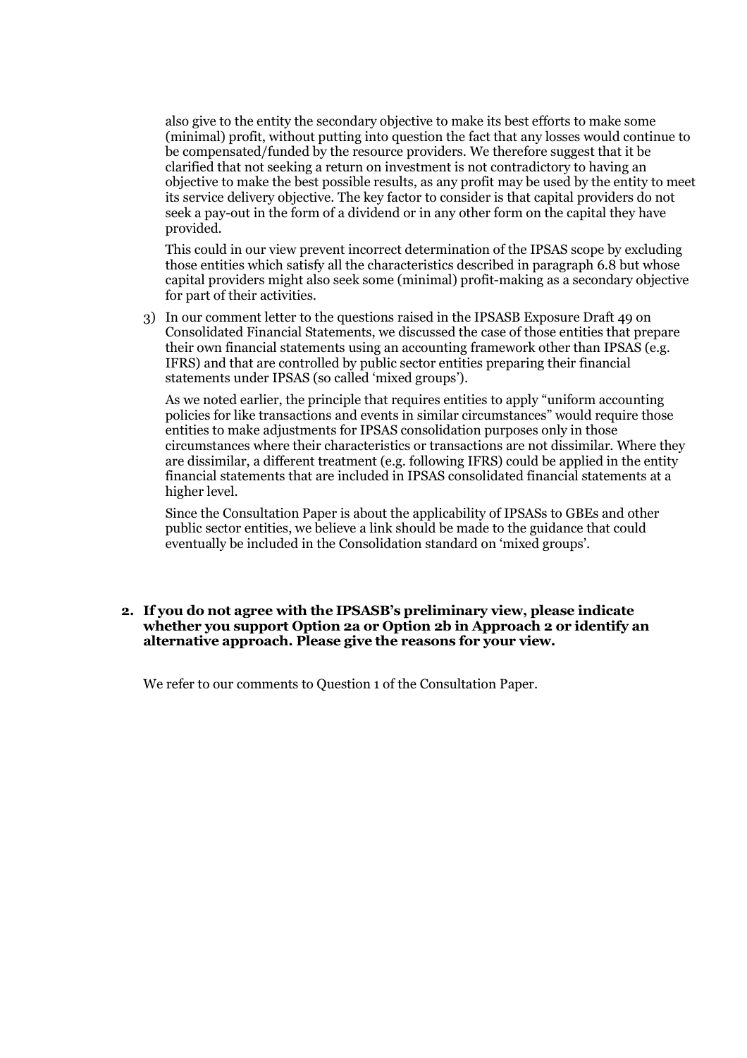also give to the entity the secondary objective to make its best efforts to make some (minimal) profit, without putting into question the fact that any losses would continue to be compensated/funded by the resource providers. We therefore suggest that it be clarified that not seeking a return on investment is not contradictory to having an objective to make the best possible results, as any profit may be used by the entity to meet its service delivery objective. The key factor to consider is that capital providers do not seek a pay-out in the form of a dividend or in any other form on the capital they have provided.

This could in our view prevent incorrect determination of the IPSAS scope by excluding those entities which satisfy all the characteristics described in paragraph 6.8 but whose capital providers might also seek some (minimal) profit-making as a secondary objective for part of their activities.

3) In our comment letter to the questions raised in the IPSASB Exposure Draft 49 on Consolidated Financial Statements, we discussed the case of those entities that prepare their own financial statements using an accounting framework other than IPSAS (e.g. IFRS) and that are controlled by public sector entities preparing their financial statements under IPSAS (so called 'mixed groups').

   As we noted earlier, the principle that requires entities to apply "uniform accounting policies for like transactions and events in similar circumstances" would require those entities to make adjustments for IPSAS consolidation purposes only in those circumstances where their characteristics or transactions are not dissimilar. Where they are dissimilar, a different treatment (e.g. following IFRS) could be applied in the entity financial statements that are included in IPSAS consolidated financial statements at a higher level.

   Since the Consultation Paper is about the applicability of IPSASs to GBEs and other public sector entities, we believe a link should be made to the guidance that could eventually be included in the Consolidation standard on 'mixed groups'.

**2. If you do not agree with the IPSASB's preliminary view, please indicate whether you support Option 2a or Option 2b in Approach 2 or identify an alternative approach. Please give the reasons for your view.**

We refer to our comments to Question 1 of the Consultation Paper.